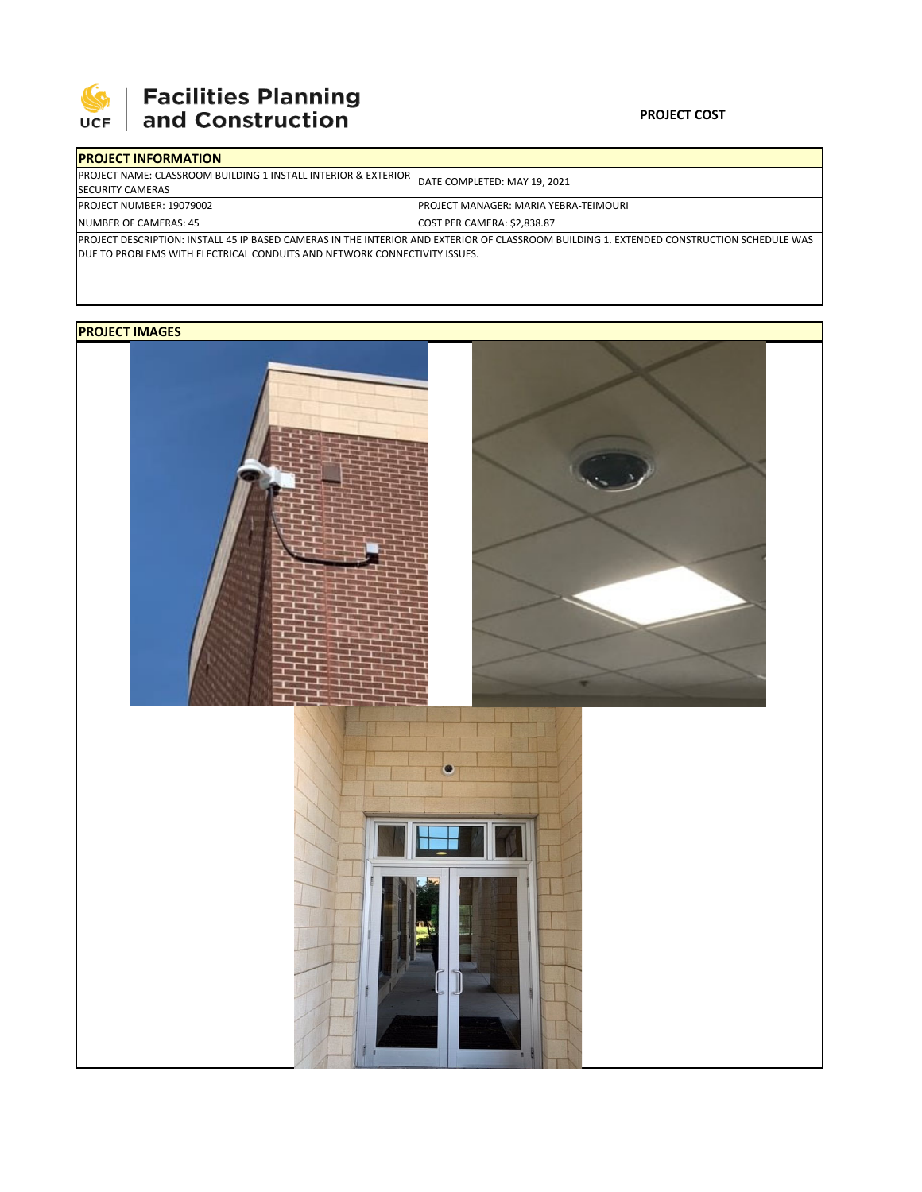Facilities Planning and Construction

**PROJECT COST**

| PROJECT INFORMATION | |
|---|---|
| PROJECT NAME: CLASSROOM BUILDING 1 INSTALL INTERIOR & EXTERIOR SECURITY CAMERAS | DATE COMPLETED: MAY 19, 2021 |
| PROJECT NUMBER: 19079002 | PROJECT MANAGER: MARIA YEBRA-TEIMOURI |
| NUMBER OF CAMERAS: 45 | COST PER CAMERA: $2,838.87 |
| PROJECT DESCRIPTION: INSTALL 45 IP BASED CAMERAS IN THE INTERIOR AND EXTERIOR OF CLASSROOM BUILDING 1. EXTENDED CONSTRUCTION SCHEDULE WAS DUE TO PROBLEMS WITH ELECTRICAL CONDUITS AND NETWORK CONNECTIVITY ISSUES. | |

**PROJECT IMAGES**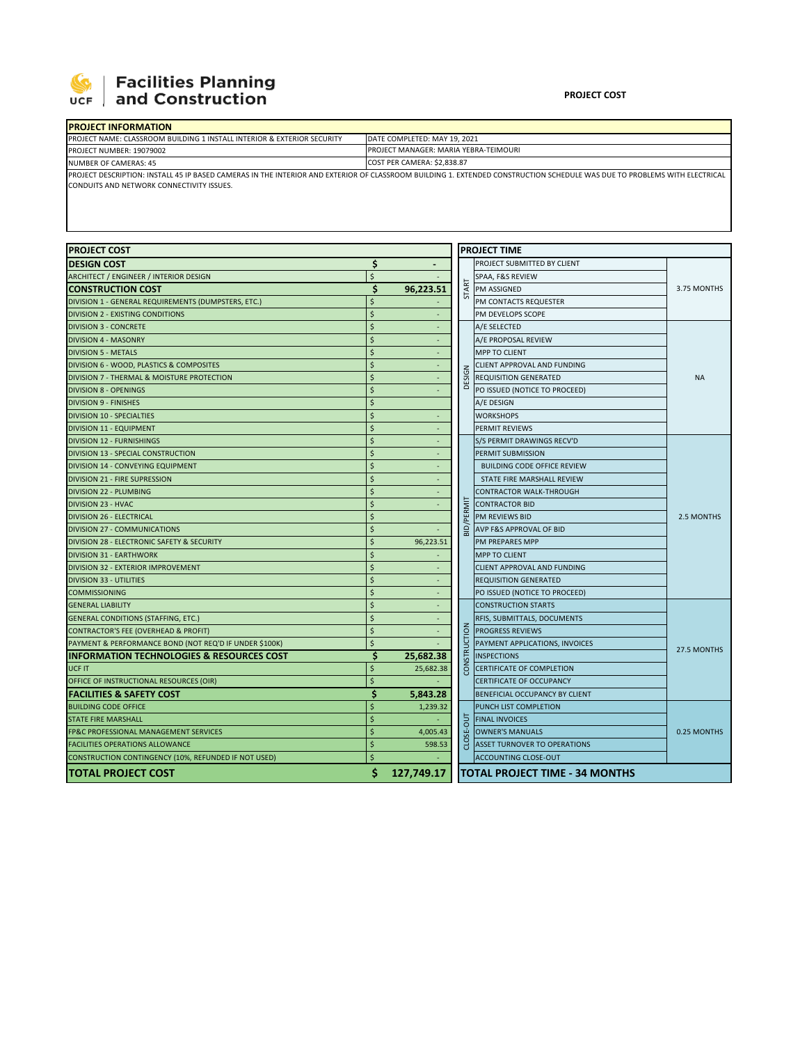**Facilities Planning and Construction**

UCF

**PROJECT COST**

| **PROJECT INFORMATION** | |
|---|---|
| PROJECT NAME: CLASSROOM BUILDING 1 INSTALL INTERIOR & EXTERIOR SECURITY | DATE COMPLETED: MAY 19, 2021 |
| PROJECT NUMBER: 19079002 | PROJECT MANAGER: MARIA YEBRA-TEIMOURI |
| NUMBER OF CAMERAS: 45 | COST PER CAMERA: $2,838.87 |

PROJECT DESCRIPTION: INSTALL 45 IP BASED CAMERAS IN THE INTERIOR AND EXTERIOR OF CLASSROOM BUILDING 1. EXTENDED CONSTRUCTION SCHEDULE WAS DUE TO PROBLEMS WITH ELECTRICAL CONDUITS AND NETWORK CONNECTIVITY ISSUES.

| **PROJECT COST** | |
|---|---|
| **DESIGN COST** | **$ -** |
| ARCHITECT / ENGINEER / INTERIOR DESIGN | $ - |
| **CONSTRUCTION COST** | **$ 96,223.51** |
| DIVISION 1 - GENERAL REQUIREMENTS (DUMPSTERS, ETC.) | $ - |
| DIVISION 2 - EXISTING CONDITIONS | $ - |
| DIVISION 3 - CONCRETE | $ - |
| DIVISION 4 - MASONRY | $ - |
| DIVISION 5 - METALS | $ - |
| DIVISION 6 - WOOD, PLASTICS & COMPOSITES | $ - |
| DIVISION 7 - THERMAL & MOISTURE PROTECTION | $ - |
| DIVISION 8 - OPENINGS | $ - |
| DIVISION 9 - FINISHES | $ |
| DIVISION 10 - SPECIALTIES | $ - |
| DIVISION 11 - EQUIPMENT | $ - |
| DIVISION 12 - FURNISHINGS | $ - |
| DIVISION 13 - SPECIAL CONSTRUCTION | $ - |
| DIVISION 14 - CONVEYING EQUIPMENT | $ - |
| DIVISION 21 - FIRE SUPRESSION | $ - |
| DIVISION 22 - PLUMBING | $ - |
| DIVISION 23 - HVAC | $ - |
| DIVISION 26 - ELECTRICAL | $ |
| DIVISION 27 - COMMUNICATIONS | $ - |
| DIVISION 28 - ELECTRONIC SAFETY & SECURITY | $ 96,223.51 |
| DIVISION 31 - EARTHWORK | $ - |
| DIVISION 32 - EXTERIOR IMPROVEMENT | $ - |
| DIVISION 33 - UTILITIES | $ - |
| COMMISSIONING | $ - |
| GENERAL LIABILITY | $ - |
| GENERAL CONDITIONS (STAFFING, ETC.) | $ - |
| CONTRACTOR'S FEE (OVERHEAD & PROFIT) | $ - |
| PAYMENT & PERFORMANCE BOND (NOT REQ'D IF UNDER $100K) | $ - |
| **INFORMATION TECHNOLOGIES & RESOURCES COST** | **$ 25,682.38** |
| UCF IT | $ 25,682.38 |
| OFFICE OF INSTRUCTIONAL RESOURCES (OIR) | $ - |
| **FACILITIES & SAFETY COST** | **$ 5,843.28** |
| BUILDING CODE OFFICE | $ 1,239.32 |
| STATE FIRE MARSHALL | $ - |
| FP&C PROFESSIONAL MANAGEMENT SERVICES | $ 4,005.43 |
| FACILITIES OPERATIONS ALLOWANCE | $ 598.53 |
| CONSTRUCTION CONTINGENCY (10%, REFUNDED IF NOT USED) | $ - |
| **TOTAL PROJECT COST** | **$ 127,749.17** |

| **PROJECT TIME** | | |
|---|---|---|
| START | PROJECT SUBMITTED BY CLIENT | 3.75 MONTHS |
| | SPAA, F&S REVIEW | |
| | PM ASSIGNED | |
| | PM CONTACTS REQUESTER | |
| | PM DEVELOPS SCOPE | |
| DESIGN | A/E SELECTED | NA |
| | A/E PROPOSAL REVIEW | |
| | MPP TO CLIENT | |
| | CLIENT APPROVAL AND FUNDING | |
| | REQUISITION GENERATED | |
| | PO ISSUED (NOTICE TO PROCEED) | |
| | A/E DESIGN | |
| | WORKSHOPS | |
| | PERMIT REVIEWS | |
| BID/PERMIT | S/S PERMIT DRAWINGS RECV'D | 2.5 MONTHS |
| | PERMIT SUBMISSION | |
| | BUILDING CODE OFFICE REVIEW | |
| | STATE FIRE MARSHALL REVIEW | |
| | CONTRACTOR WALK-THROUGH | |
| | CONTRACTOR BID | |
| | PM REVIEWS BID | |
| | AVP F&S APPROVAL OF BID | |
| | PM PREPARES MPP | |
| | MPP TO CLIENT | |
| | CLIENT APPROVAL AND FUNDING | |
| | REQUISITION GENERATED | |
| | PO ISSUED (NOTICE TO PROCEED) | |
| CONSTRUCTION | CONSTRUCTION STARTS | 27.5 MONTHS |
| | RFIS, SUBMITTALS, DOCUMENTS | |
| | PROGRESS REVIEWS | |
| | PAYMENT APPLICATIONS, INVOICES | |
| | INSPECTIONS | |
| | CERTIFICATE OF COMPLETION | |
| | CERTIFICATE OF OCCUPANCY | |
| | BENEFICIAL OCCUPANCY BY CLIENT | |
| CLOSE-OUT | PUNCH LIST COMPLETION | 0.25 MONTHS |
| | FINAL INVOICES | |
| | OWNER'S MANUALS | |
| | ASSET TURNOVER TO OPERATIONS | |
| | ACCOUNTING CLOSE-OUT | |
| **TOTAL PROJECT TIME - 34 MONTHS** | | |